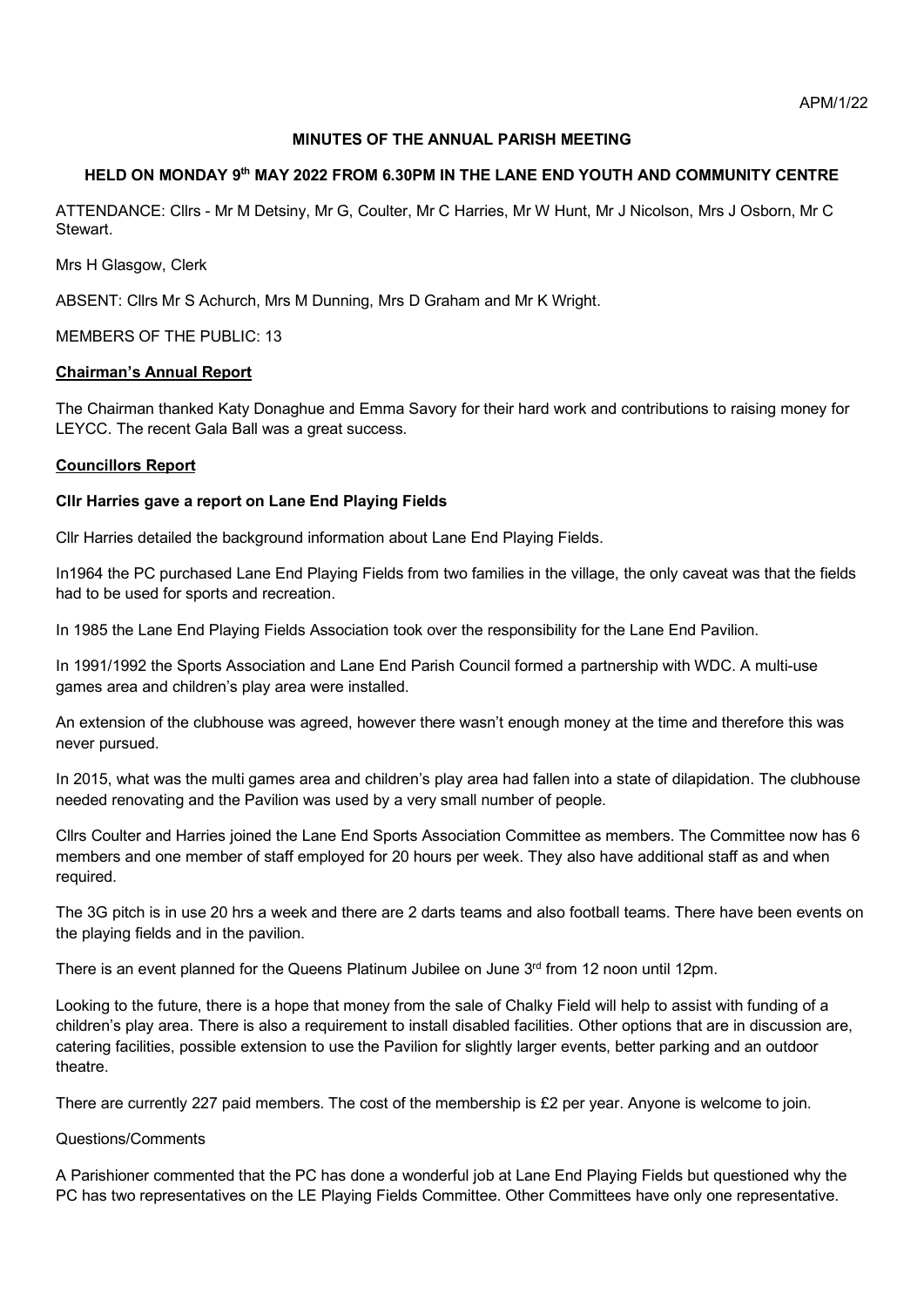APM/1/22

**MINUTES OF THE ANNUAL PARISH MEETING**

**HELD ON MONDAY 9th MAY 2022 FROM 6.30PM IN THE LANE END YOUTH AND COMMUNITY CENTRE**

ATTENDANCE: Cllrs - Mr M Detsiny, Mr G, Coulter, Mr C Harries, Mr W Hunt, Mr J Nicolson, Mrs J Osborn, Mr C Stewart.

Mrs H Glasgow, Clerk

ABSENT: Cllrs Mr S Achurch, Mrs M Dunning, Mrs D Graham and Mr K Wright.

MEMBERS OF THE PUBLIC: 13

**Chairman's Annual Report**

The Chairman thanked Katy Donaghue and Emma Savory for their hard work and contributions to raising money for LEYCC. The recent Gala Ball was a great success.

**Councillors Report**

**Cllr Harries gave a report on Lane End Playing Fields**

Cllr Harries detailed the background information about Lane End Playing Fields.

In1964 the PC purchased Lane End Playing Fields from two families in the village, the only caveat was that the fields had to be used for sports and recreation.

In 1985 the Lane End Playing Fields Association took over the responsibility for the Lane End Pavilion.

In 1991/1992 the Sports Association and Lane End Parish Council formed a partnership with WDC. A multi-use games area and children's play area were installed.

An extension of the clubhouse was agreed, however there wasn't enough money at the time and therefore this was never pursued.

In 2015, what was the multi games area and children's play area had fallen into a state of dilapidation. The clubhouse needed renovating and the Pavilion was used by a very small number of people.

Cllrs Coulter and Harries joined the Lane End Sports Association Committee as members. The Committee now has 6 members and one member of staff employed for 20 hours per week. They also have additional staff as and when required.

The 3G pitch is in use 20 hrs a week and there are 2 darts teams and also football teams. There have been events on the playing fields and in the pavilion.

There is an event planned for the Queens Platinum Jubilee on June 3rd from 12 noon until 12pm.

Looking to the future, there is a hope that money from the sale of Chalky Field will help to assist with funding of a children's play area. There is also a requirement to install disabled facilities. Other options that are in discussion are, catering facilities, possible extension to use the Pavilion for slightly larger events, better parking and an outdoor theatre.

There are currently 227 paid members. The cost of the membership is £2 per year. Anyone is welcome to join.

Questions/Comments

A Parishioner commented that the PC has done a wonderful job at Lane End Playing Fields but questioned why the PC has two representatives on the LE Playing Fields Committee. Other Committees have only one representative.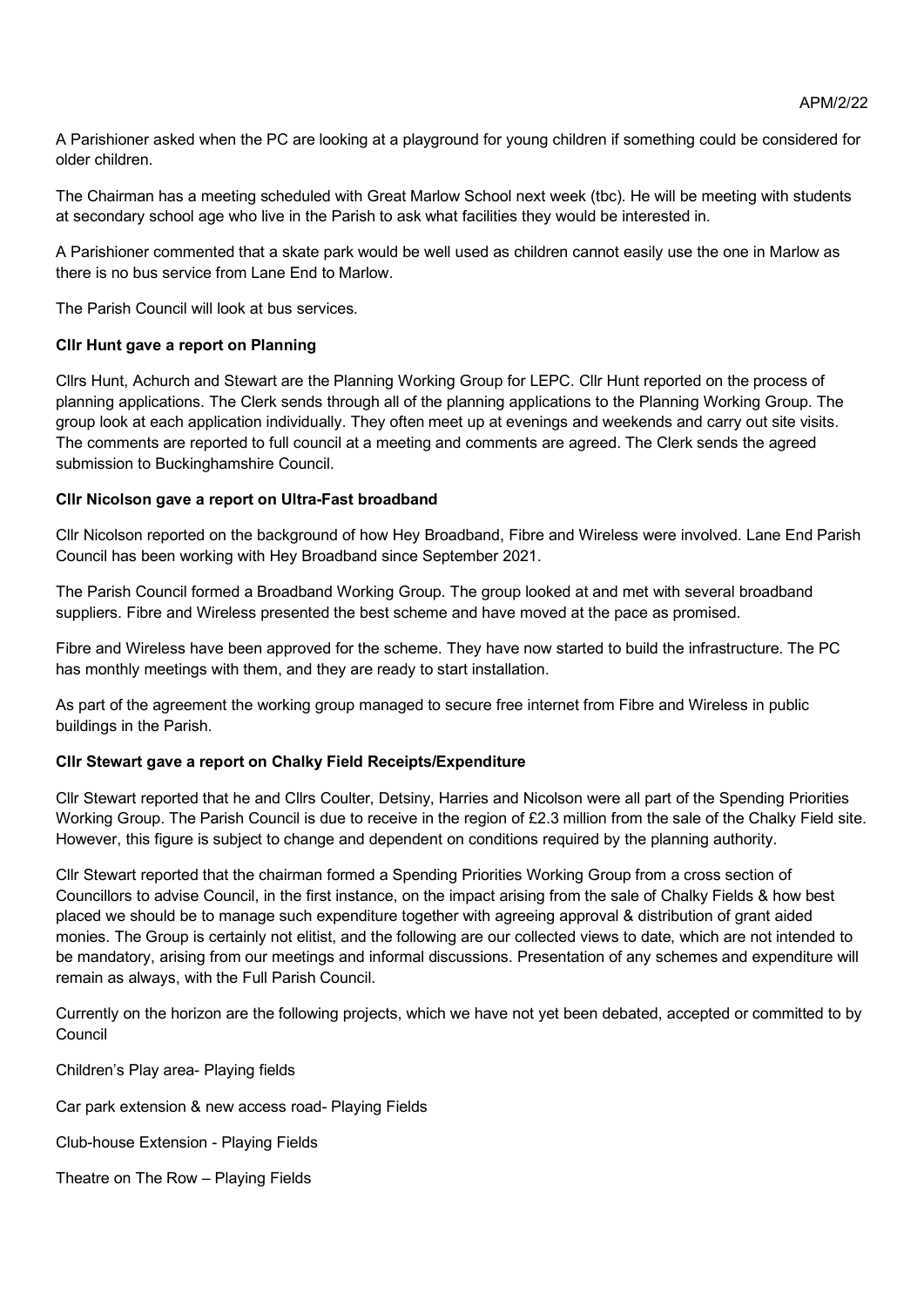A Parishioner asked when the PC are looking at a playground for young children if something could be considered for older children.

The Chairman has a meeting scheduled with Great Marlow School next week (tbc). He will be meeting with students at secondary school age who live in the Parish to ask what facilities they would be interested in.

A Parishioner commented that a skate park would be well used as children cannot easily use the one in Marlow as there is no bus service from Lane End to Marlow.

The Parish Council will look at bus services.

**Cllr Hunt gave a report on Planning**

Cllrs Hunt, Achurch and Stewart are the Planning Working Group for LEPC. Cllr Hunt reported on the process of planning applications. The Clerk sends through all of the planning applications to the Planning Working Group. The group look at each application individually. They often meet up at evenings and weekends and carry out site visits. The comments are reported to full council at a meeting and comments are agreed. The Clerk sends the agreed submission to Buckinghamshire Council.

**Cllr Nicolson gave a report on Ultra-Fast broadband**

Cllr Nicolson reported on the background of how Hey Broadband, Fibre and Wireless were involved. Lane End Parish Council has been working with Hey Broadband since September 2021.

The Parish Council formed a Broadband Working Group. The group looked at and met with several broadband suppliers. Fibre and Wireless presented the best scheme and have moved at the pace as promised.

Fibre and Wireless have been approved for the scheme. They have now started to build the infrastructure. The PC has monthly meetings with them, and they are ready to start installation.

As part of the agreement the working group managed to secure free internet from Fibre and Wireless in public buildings in the Parish.

**Cllr Stewart gave a report on Chalky Field Receipts/Expenditure**

Cllr Stewart reported that he and Cllrs Coulter, Detsiny, Harries and Nicolson were all part of the Spending Priorities Working Group. The Parish Council is due to receive in the region of £2.3 million from the sale of the Chalky Field site. However, this figure is subject to change and dependent on conditions required by the planning authority.

Cllr Stewart reported that the chairman formed a Spending Priorities Working Group from a cross section of Councillors to advise Council, in the first instance, on the impact arising from the sale of Chalky Fields & how best placed we should be to manage such expenditure together with agreeing approval & distribution of grant aided monies. The Group is certainly not elitist, and the following are our collected views to date, which are not intended to be mandatory, arising from our meetings and informal discussions. Presentation of any schemes and expenditure will remain as always, with the Full Parish Council.

Currently on the horizon are the following projects, which we have not yet been debated, accepted or committed to by Council

Children's Play area- Playing fields

Car park extension & new access road- Playing Fields

Club-house Extension - Playing Fields

Theatre on The Row – Playing Fields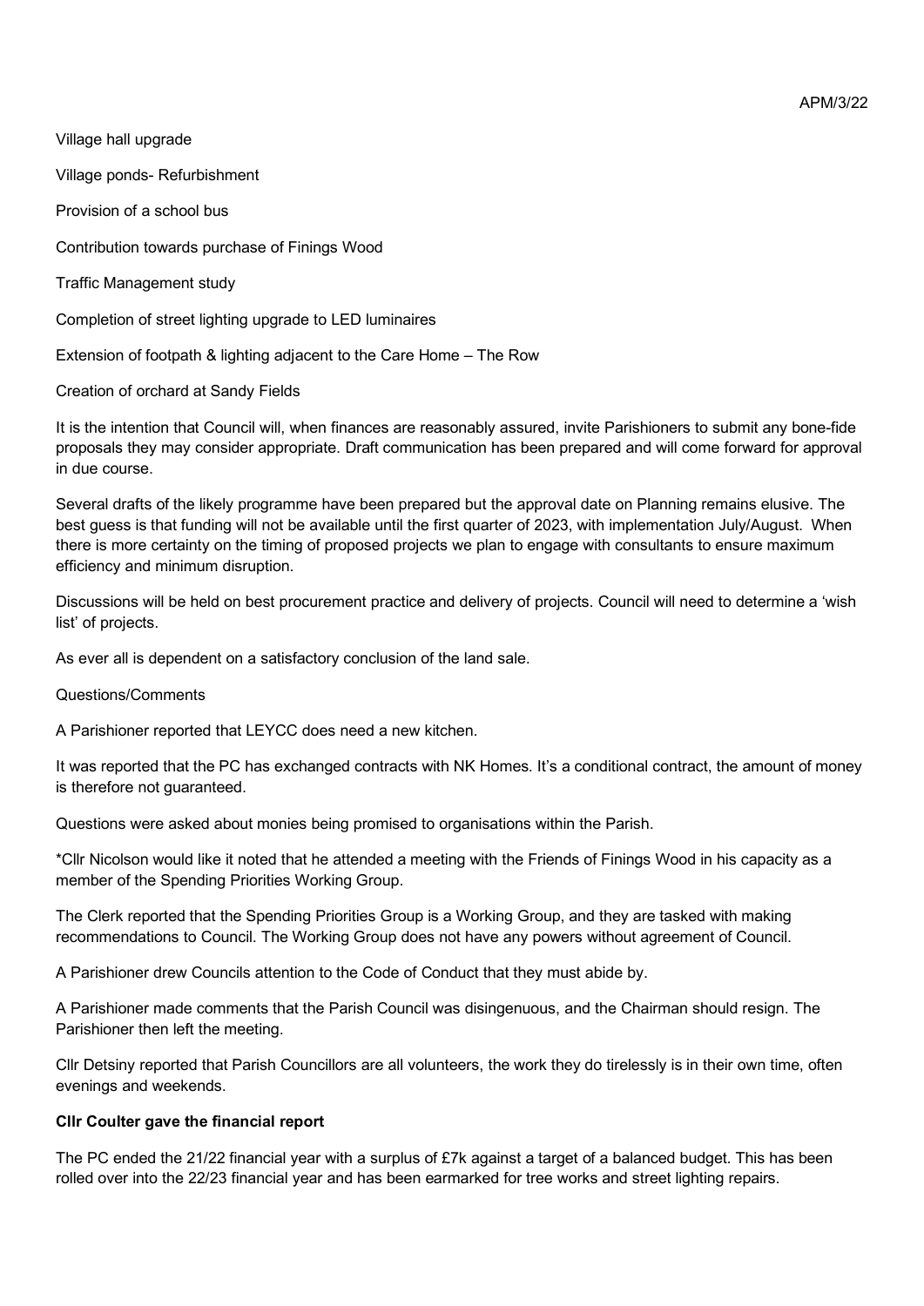Village hall upgrade

Village ponds- Refurbishment

Provision of a school bus

Contribution towards purchase of Finings Wood

Traffic Management study

Completion of street lighting upgrade to LED luminaires

Extension of footpath & lighting adjacent to the Care Home – The Row

Creation of orchard at Sandy Fields

It is the intention that Council will, when finances are reasonably assured, invite Parishioners to submit any bone-fide proposals they may consider appropriate. Draft communication has been prepared and will come forward for approval in due course.

Several drafts of the likely programme have been prepared but the approval date on Planning remains elusive. The best guess is that funding will not be available until the first quarter of 2023, with implementation July/August. When there is more certainty on the timing of proposed projects we plan to engage with consultants to ensure maximum efficiency and minimum disruption.

Discussions will be held on best procurement practice and delivery of projects. Council will need to determine a 'wish list' of projects.

As ever all is dependent on a satisfactory conclusion of the land sale.

Questions/Comments

A Parishioner reported that LEYCC does need a new kitchen.

It was reported that the PC has exchanged contracts with NK Homes. It's a conditional contract, the amount of money is therefore not guaranteed.

Questions were asked about monies being promised to organisations within the Parish.

*Cllr Nicolson would like it noted that he attended a meeting with the Friends of Finings Wood in his capacity as a member of the Spending Priorities Working Group.

The Clerk reported that the Spending Priorities Group is a Working Group, and they are tasked with making recommendations to Council. The Working Group does not have any powers without agreement of Council.

A Parishioner drew Councils attention to the Code of Conduct that they must abide by.

A Parishioner made comments that the Parish Council was disingenuous, and the Chairman should resign. The Parishioner then left the meeting.

Cllr Detsiny reported that Parish Councillors are all volunteers, the work they do tirelessly is in their own time, often evenings and weekends.

**Cllr Coulter gave the financial report**

The PC ended the 21/22 financial year with a surplus of £7k against a target of a balanced budget. This has been rolled over into the 22/23 financial year and has been earmarked for tree works and street lighting repairs.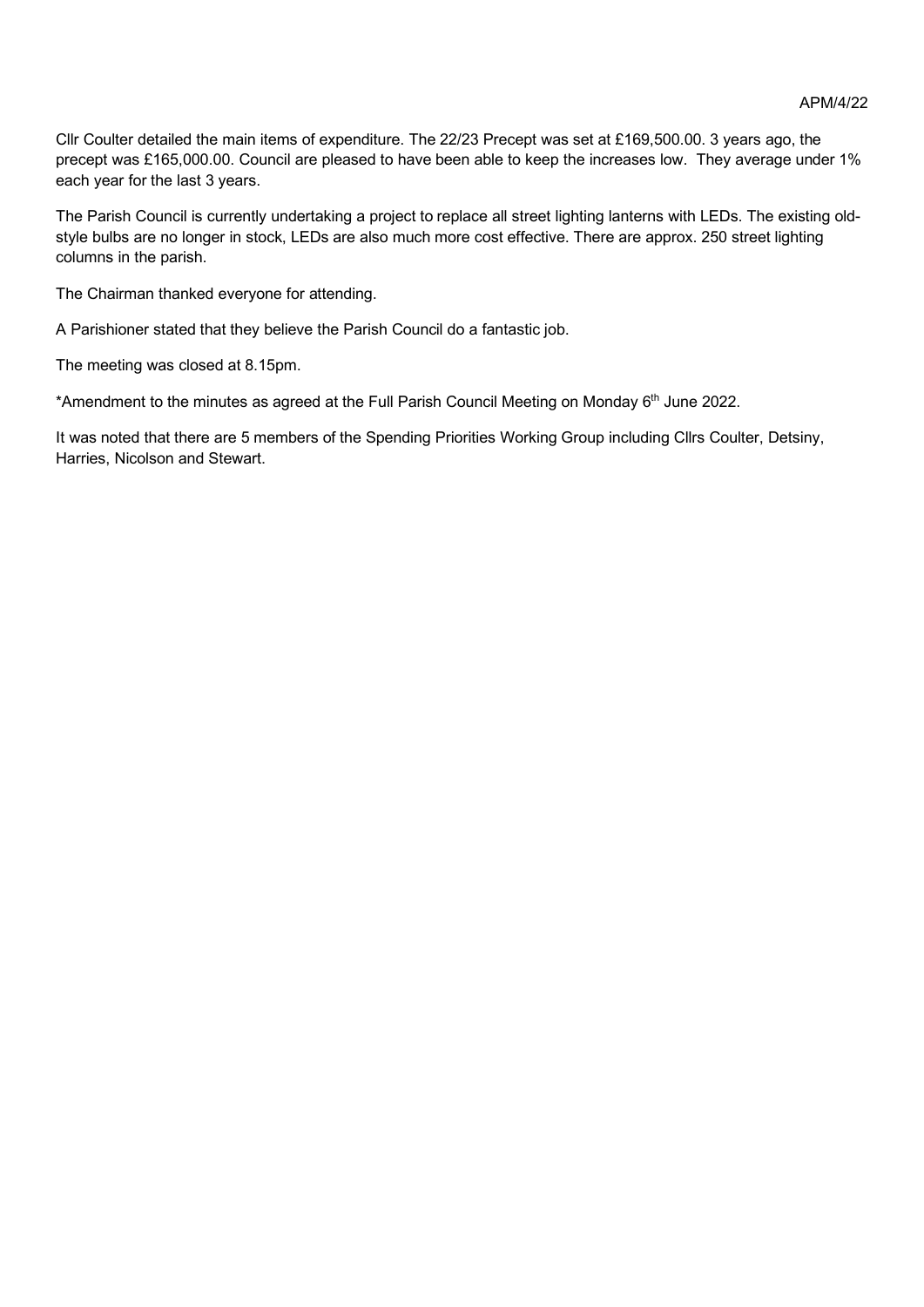Cllr Coulter detailed the main items of expenditure. The 22/23 Precept was set at £169,500.00. 3 years ago, the precept was £165,000.00. Council are pleased to have been able to keep the increases low. They average under 1% each year for the last 3 years.

The Parish Council is currently undertaking a project to replace all street lighting lanterns with LEDs. The existing old-style bulbs are no longer in stock, LEDs are also much more cost effective. There are approx. 250 street lighting columns in the parish.

The Chairman thanked everyone for attending.

A Parishioner stated that they believe the Parish Council do a fantastic job.

The meeting was closed at 8.15pm.

*Amendment to the minutes as agreed at the Full Parish Council Meeting on Monday 6th June 2022.

It was noted that there are 5 members of the Spending Priorities Working Group including Cllrs Coulter, Detsiny, Harries, Nicolson and Stewart.